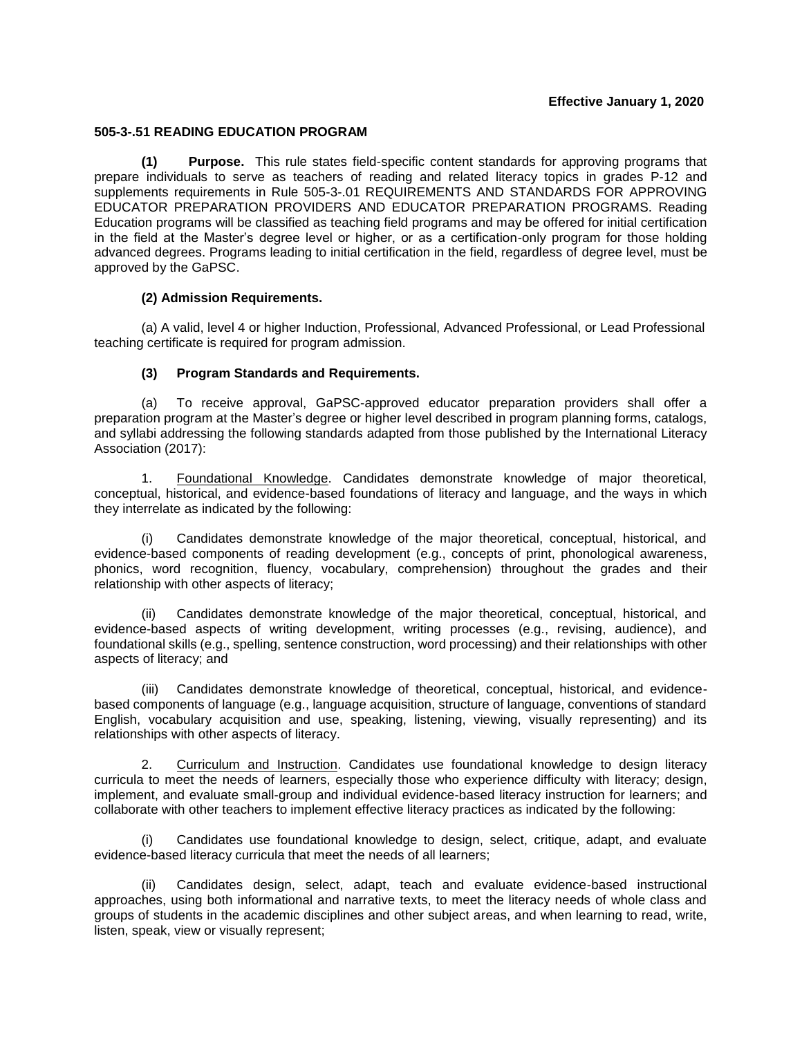**Effective January 1, 2020**

**505-3-.51 READING EDUCATION PROGRAM**

**(1) Purpose.** This rule states field-specific content standards for approving programs that prepare individuals to serve as teachers of reading and related literacy topics in grades P-12 and supplements requirements in Rule 505-3-.01 REQUIREMENTS AND STANDARDS FOR APPROVING EDUCATOR PREPARATION PROVIDERS AND EDUCATOR PREPARATION PROGRAMS. Reading Education programs will be classified as teaching field programs and may be offered for initial certification in the field at the Master's degree level or higher, or as a certification-only program for those holding advanced degrees. Programs leading to initial certification in the field, regardless of degree level, must be approved by the GaPSC.

**(2) Admission Requirements.**

(a) A valid, level 4 or higher Induction, Professional, Advanced Professional, or Lead Professional teaching certificate is required for program admission.

**(3) Program Standards and Requirements.**

(a) To receive approval, GaPSC-approved educator preparation providers shall offer a preparation program at the Master's degree or higher level described in program planning forms, catalogs, and syllabi addressing the following standards adapted from those published by the International Literacy Association (2017):

1. Foundational Knowledge. Candidates demonstrate knowledge of major theoretical, conceptual, historical, and evidence-based foundations of literacy and language, and the ways in which they interrelate as indicated by the following:

(i) Candidates demonstrate knowledge of the major theoretical, conceptual, historical, and evidence-based components of reading development (e.g., concepts of print, phonological awareness, phonics, word recognition, fluency, vocabulary, comprehension) throughout the grades and their relationship with other aspects of literacy;

(ii) Candidates demonstrate knowledge of the major theoretical, conceptual, historical, and evidence-based aspects of writing development, writing processes (e.g., revising, audience), and foundational skills (e.g., spelling, sentence construction, word processing) and their relationships with other aspects of literacy; and

(iii) Candidates demonstrate knowledge of theoretical, conceptual, historical, and evidence-based components of language (e.g., language acquisition, structure of language, conventions of standard English, vocabulary acquisition and use, speaking, listening, viewing, visually representing) and its relationships with other aspects of literacy.

2. Curriculum and Instruction. Candidates use foundational knowledge to design literacy curricula to meet the needs of learners, especially those who experience difficulty with literacy; design, implement, and evaluate small-group and individual evidence-based literacy instruction for learners; and collaborate with other teachers to implement effective literacy practices as indicated by the following:

(i) Candidates use foundational knowledge to design, select, critique, adapt, and evaluate evidence-based literacy curricula that meet the needs of all learners;

(ii) Candidates design, select, adapt, teach and evaluate evidence-based instructional approaches, using both informational and narrative texts, to meet the literacy needs of whole class and groups of students in the academic disciplines and other subject areas, and when learning to read, write, listen, speak, view or visually represent;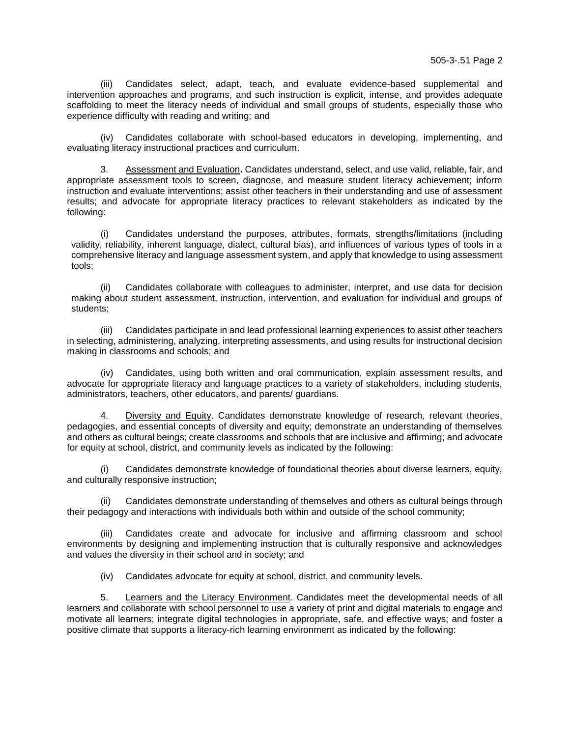(iii) Candidates select, adapt, teach, and evaluate evidence-based supplemental and intervention approaches and programs, and such instruction is explicit, intense, and provides adequate scaffolding to meet the literacy needs of individual and small groups of students, especially those who experience difficulty with reading and writing; and

(iv) Candidates collaborate with school-based educators in developing, implementing, and evaluating literacy instructional practices and curriculum.

3. Assessment and Evaluation**.** Candidates understand, select, and use valid, reliable, fair, and appropriate assessment tools to screen, diagnose, and measure student literacy achievement; inform instruction and evaluate interventions; assist other teachers in their understanding and use of assessment results; and advocate for appropriate literacy practices to relevant stakeholders as indicated by the following:

(i) Candidates understand the purposes, attributes, formats, strengths/limitations (including validity, reliability, inherent language, dialect, cultural bias), and influences of various types of tools in a comprehensive literacy and language assessment system, and apply that knowledge to using assessment tools;

(ii) Candidates collaborate with colleagues to administer, interpret, and use data for decision making about student assessment, instruction, intervention, and evaluation for individual and groups of students;

(iii) Candidates participate in and lead professional learning experiences to assist other teachers in selecting, administering, analyzing, interpreting assessments, and using results for instructional decision making in classrooms and schools; and

(iv) Candidates, using both written and oral communication, explain assessment results, and advocate for appropriate literacy and language practices to a variety of stakeholders, including students, administrators, teachers, other educators, and parents/ guardians.

4. Diversity and Equity. Candidates demonstrate knowledge of research, relevant theories, pedagogies, and essential concepts of diversity and equity; demonstrate an understanding of themselves and others as cultural beings; create classrooms and schools that are inclusive and affirming; and advocate for equity at school, district, and community levels as indicated by the following:

(i) Candidates demonstrate knowledge of foundational theories about diverse learners, equity, and culturally responsive instruction;

(ii) Candidates demonstrate understanding of themselves and others as cultural beings through their pedagogy and interactions with individuals both within and outside of the school community;

(iii) Candidates create and advocate for inclusive and affirming classroom and school environments by designing and implementing instruction that is culturally responsive and acknowledges and values the diversity in their school and in society; and

(iv) Candidates advocate for equity at school, district, and community levels.

5. Learners and the Literacy Environment. Candidates meet the developmental needs of all learners and collaborate with school personnel to use a variety of print and digital materials to engage and motivate all learners; integrate digital technologies in appropriate, safe, and effective ways; and foster a positive climate that supports a literacy-rich learning environment as indicated by the following: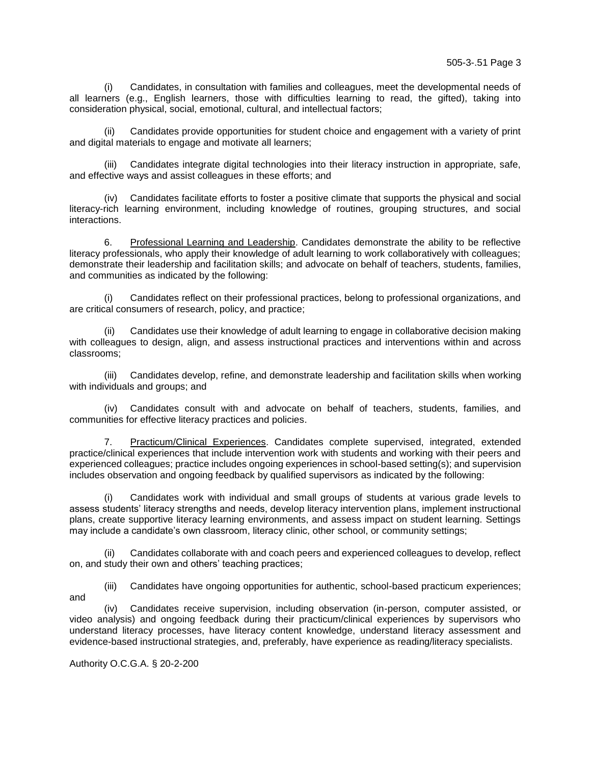(i) Candidates, in consultation with families and colleagues, meet the developmental needs of all learners (e.g., English learners, those with difficulties learning to read, the gifted), taking into consideration physical, social, emotional, cultural, and intellectual factors;

(ii) Candidates provide opportunities for student choice and engagement with a variety of print and digital materials to engage and motivate all learners;

(iii) Candidates integrate digital technologies into their literacy instruction in appropriate, safe, and effective ways and assist colleagues in these efforts; and

(iv) Candidates facilitate efforts to foster a positive climate that supports the physical and social literacy-rich learning environment, including knowledge of routines, grouping structures, and social interactions.

6. <u>Professional Learning and Leadership</u>. Candidates demonstrate the ability to be reflective literacy professionals, who apply their knowledge of adult learning to work collaboratively with colleagues; demonstrate their leadership and facilitation skills; and advocate on behalf of teachers, students, families, and communities as indicated by the following:

(i) Candidates reflect on their professional practices, belong to professional organizations, and are critical consumers of research, policy, and practice;

(ii) Candidates use their knowledge of adult learning to engage in collaborative decision making with colleagues to design, align, and assess instructional practices and interventions within and across classrooms;

(iii) Candidates develop, refine, and demonstrate leadership and facilitation skills when working with individuals and groups; and

(iv) Candidates consult with and advocate on behalf of teachers, students, families, and communities for effective literacy practices and policies.

7. <u>Practicum/Clinical Experiences</u>. Candidates complete supervised, integrated, extended practice/clinical experiences that include intervention work with students and working with their peers and experienced colleagues; practice includes ongoing experiences in school-based setting(s); and supervision includes observation and ongoing feedback by qualified supervisors as indicated by the following:

(i) Candidates work with individual and small groups of students at various grade levels to assess students' literacy strengths and needs, develop literacy intervention plans, implement instructional plans, create supportive literacy learning environments, and assess impact on student learning. Settings may include a candidate's own classroom, literacy clinic, other school, or community settings;

(ii) Candidates collaborate with and coach peers and experienced colleagues to develop, reflect on, and study their own and others' teaching practices;

(iii) Candidates have ongoing opportunities for authentic, school-based practicum experiences; and

(iv) Candidates receive supervision, including observation (in-person, computer assisted, or video analysis) and ongoing feedback during their practicum/clinical experiences by supervisors who understand literacy processes, have literacy content knowledge, understand literacy assessment and evidence-based instructional strategies, and, preferably, have experience as reading/literacy specialists.

Authority O.C.G.A. § 20-2-200